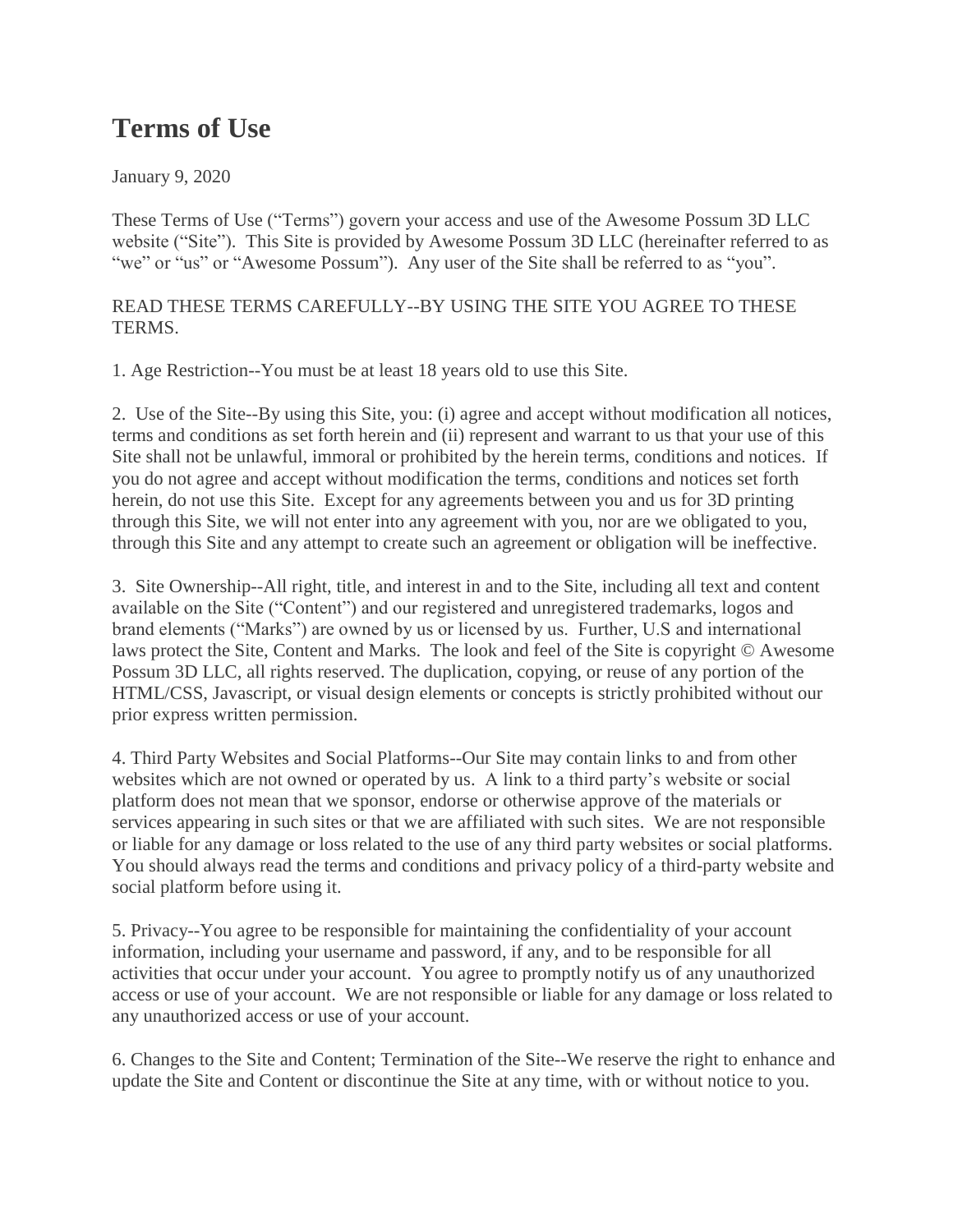# Terms of Use

January 9, 2020

These Terms of Use ("Terms") govern your access and use of the Awesome Possum 3D LLC website ("Site"). This Site is provided by Awesome Possum 3D LLC (hereinafter referred to as "we" or "us" or "Awesome Possum"). Any user of the Site shall be referred to as "you".

READ THESE TERMS CAREFULLY--BY USING THE SITE YOU AGREE TO THESE TERMS.

1. Age Restriction--You must be at least 18 years old to use this Site.

2. Use of the Site--By using this Site, you: (i) agree and accept without modification all notices, terms and conditions as set forth herein and (ii) represent and warrant to us that your use of this Site shall not be unlawful, immoral or prohibited by the herein terms, conditions and notices. If you do not agree and accept without modification the terms, conditions and notices set forth herein, do not use this Site. Except for any agreements between you and us for 3D printing through this Site, we will not enter into any agreement with you, nor are we obligated to you, through this Site and any attempt to create such an agreement or obligation will be ineffective.

3. Site Ownership--All right, title, and interest in and to the Site, including all text and content available on the Site ("Content") and our registered and unregistered trademarks, logos and brand elements ("Marks") are owned by us or licensed by us. Further, U.S and international laws protect the Site, Content and Marks. The look and feel of the Site is copyright © Awesome Possum 3D LLC, all rights reserved. The duplication, copying, or reuse of any portion of the HTML/CSS, Javascript, or visual design elements or concepts is strictly prohibited without our prior express written permission.

4. Third Party Websites and Social Platforms--Our Site may contain links to and from other websites which are not owned or operated by us. A link to a third party's website or social platform does not mean that we sponsor, endorse or otherwise approve of the materials or services appearing in such sites or that we are affiliated with such sites. We are not responsible or liable for any damage or loss related to the use of any third party websites or social platforms. You should always read the terms and conditions and privacy policy of a third-party website and social platform before using it.

5. Privacy--You agree to be responsible for maintaining the confidentiality of your account information, including your username and password, if any, and to be responsible for all activities that occur under your account. You agree to promptly notify us of any unauthorized access or use of your account. We are not responsible or liable for any damage or loss related to any unauthorized access or use of your account.

6. Changes to the Site and Content; Termination of the Site--We reserve the right to enhance and update the Site and Content or discontinue the Site at any time, with or without notice to you.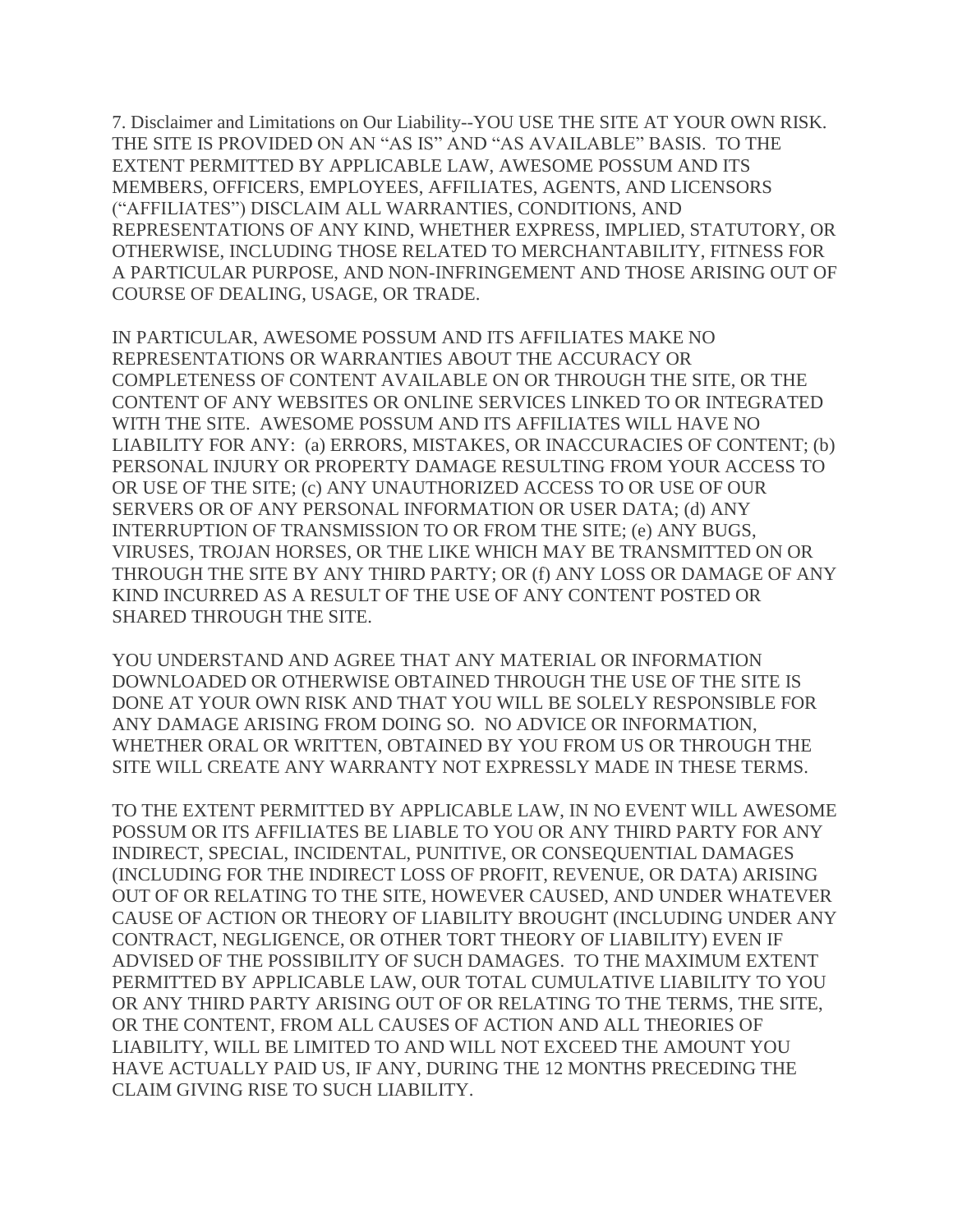7. Disclaimer and Limitations on Our Liability--YOU USE THE SITE AT YOUR OWN RISK. THE SITE IS PROVIDED ON AN "AS IS" AND "AS AVAILABLE" BASIS. TO THE EXTENT PERMITTED BY APPLICABLE LAW, AWESOME POSSUM AND ITS MEMBERS, OFFICERS, EMPLOYEES, AFFILIATES, AGENTS, AND LICENSORS ("AFFILIATES") DISCLAIM ALL WARRANTIES, CONDITIONS, AND REPRESENTATIONS OF ANY KIND, WHETHER EXPRESS, IMPLIED, STATUTORY, OR OTHERWISE, INCLUDING THOSE RELATED TO MERCHANTABILITY, FITNESS FOR A PARTICULAR PURPOSE, AND NON-INFRINGEMENT AND THOSE ARISING OUT OF COURSE OF DEALING, USAGE, OR TRADE.

IN PARTICULAR, AWESOME POSSUM AND ITS AFFILIATES MAKE NO REPRESENTATIONS OR WARRANTIES ABOUT THE ACCURACY OR COMPLETENESS OF CONTENT AVAILABLE ON OR THROUGH THE SITE, OR THE CONTENT OF ANY WEBSITES OR ONLINE SERVICES LINKED TO OR INTEGRATED WITH THE SITE. AWESOME POSSUM AND ITS AFFILIATES WILL HAVE NO LIABILITY FOR ANY: (a) ERRORS, MISTAKES, OR INACCURACIES OF CONTENT; (b) PERSONAL INJURY OR PROPERTY DAMAGE RESULTING FROM YOUR ACCESS TO OR USE OF THE SITE; (c) ANY UNAUTHORIZED ACCESS TO OR USE OF OUR SERVERS OR OF ANY PERSONAL INFORMATION OR USER DATA; (d) ANY INTERRUPTION OF TRANSMISSION TO OR FROM THE SITE; (e) ANY BUGS, VIRUSES, TROJAN HORSES, OR THE LIKE WHICH MAY BE TRANSMITTED ON OR THROUGH THE SITE BY ANY THIRD PARTY; OR (f) ANY LOSS OR DAMAGE OF ANY KIND INCURRED AS A RESULT OF THE USE OF ANY CONTENT POSTED OR SHARED THROUGH THE SITE.

YOU UNDERSTAND AND AGREE THAT ANY MATERIAL OR INFORMATION DOWNLOADED OR OTHERWISE OBTAINED THROUGH THE USE OF THE SITE IS DONE AT YOUR OWN RISK AND THAT YOU WILL BE SOLELY RESPONSIBLE FOR ANY DAMAGE ARISING FROM DOING SO. NO ADVICE OR INFORMATION, WHETHER ORAL OR WRITTEN, OBTAINED BY YOU FROM US OR THROUGH THE SITE WILL CREATE ANY WARRANTY NOT EXPRESSLY MADE IN THESE TERMS.

TO THE EXTENT PERMITTED BY APPLICABLE LAW, IN NO EVENT WILL AWESOME POSSUM OR ITS AFFILIATES BE LIABLE TO YOU OR ANY THIRD PARTY FOR ANY INDIRECT, SPECIAL, INCIDENTAL, PUNITIVE, OR CONSEQUENTIAL DAMAGES (INCLUDING FOR THE INDIRECT LOSS OF PROFIT, REVENUE, OR DATA) ARISING OUT OF OR RELATING TO THE SITE, HOWEVER CAUSED, AND UNDER WHATEVER CAUSE OF ACTION OR THEORY OF LIABILITY BROUGHT (INCLUDING UNDER ANY CONTRACT, NEGLIGENCE, OR OTHER TORT THEORY OF LIABILITY) EVEN IF ADVISED OF THE POSSIBILITY OF SUCH DAMAGES. TO THE MAXIMUM EXTENT PERMITTED BY APPLICABLE LAW, OUR TOTAL CUMULATIVE LIABILITY TO YOU OR ANY THIRD PARTY ARISING OUT OF OR RELATING TO THE TERMS, THE SITE, OR THE CONTENT, FROM ALL CAUSES OF ACTION AND ALL THEORIES OF LIABILITY, WILL BE LIMITED TO AND WILL NOT EXCEED THE AMOUNT YOU HAVE ACTUALLY PAID US, IF ANY, DURING THE 12 MONTHS PRECEDING THE CLAIM GIVING RISE TO SUCH LIABILITY.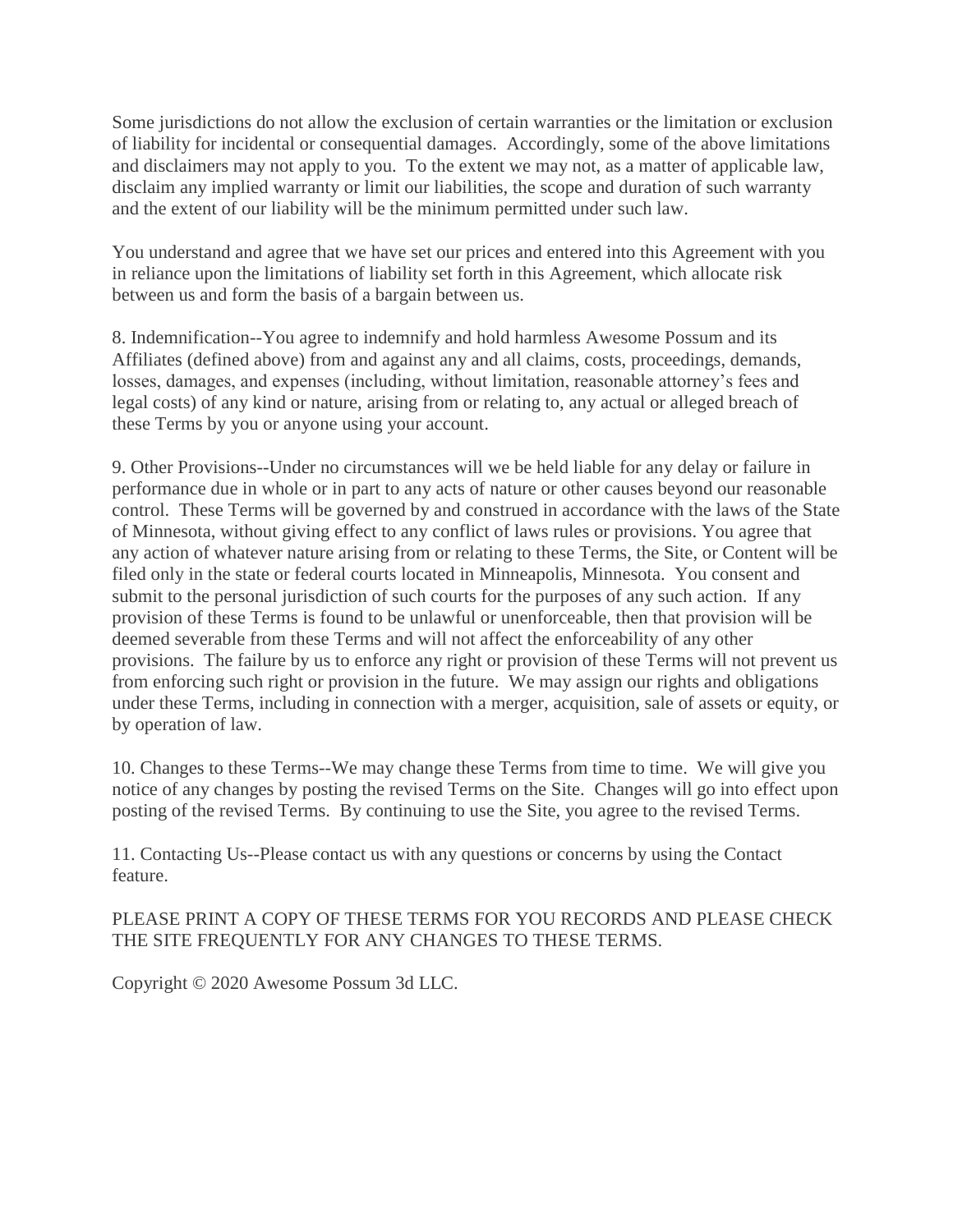Some jurisdictions do not allow the exclusion of certain warranties or the limitation or exclusion of liability for incidental or consequential damages. Accordingly, some of the above limitations and disclaimers may not apply to you. To the extent we may not, as a matter of applicable law, disclaim any implied warranty or limit our liabilities, the scope and duration of such warranty and the extent of our liability will be the minimum permitted under such law.

You understand and agree that we have set our prices and entered into this Agreement with you in reliance upon the limitations of liability set forth in this Agreement, which allocate risk between us and form the basis of a bargain between us.

8. Indemnification--You agree to indemnify and hold harmless Awesome Possum and its Affiliates (defined above) from and against any and all claims, costs, proceedings, demands, losses, damages, and expenses (including, without limitation, reasonable attorney's fees and legal costs) of any kind or nature, arising from or relating to, any actual or alleged breach of these Terms by you or anyone using your account.

9. Other Provisions--Under no circumstances will we be held liable for any delay or failure in performance due in whole or in part to any acts of nature or other causes beyond our reasonable control. These Terms will be governed by and construed in accordance with the laws of the State of Minnesota, without giving effect to any conflict of laws rules or provisions. You agree that any action of whatever nature arising from or relating to these Terms, the Site, or Content will be filed only in the state or federal courts located in Minneapolis, Minnesota. You consent and submit to the personal jurisdiction of such courts for the purposes of any such action. If any provision of these Terms is found to be unlawful or unenforceable, then that provision will be deemed severable from these Terms and will not affect the enforceability of any other provisions. The failure by us to enforce any right or provision of these Terms will not prevent us from enforcing such right or provision in the future. We may assign our rights and obligations under these Terms, including in connection with a merger, acquisition, sale of assets or equity, or by operation of law.

10. Changes to these Terms--We may change these Terms from time to time. We will give you notice of any changes by posting the revised Terms on the Site. Changes will go into effect upon posting of the revised Terms. By continuing to use the Site, you agree to the revised Terms.

11. Contacting Us--Please contact us with any questions or concerns by using the Contact feature.

PLEASE PRINT A COPY OF THESE TERMS FOR YOU RECORDS AND PLEASE CHECK THE SITE FREQUENTLY FOR ANY CHANGES TO THESE TERMS.

Copyright © 2020 Awesome Possum 3d LLC.